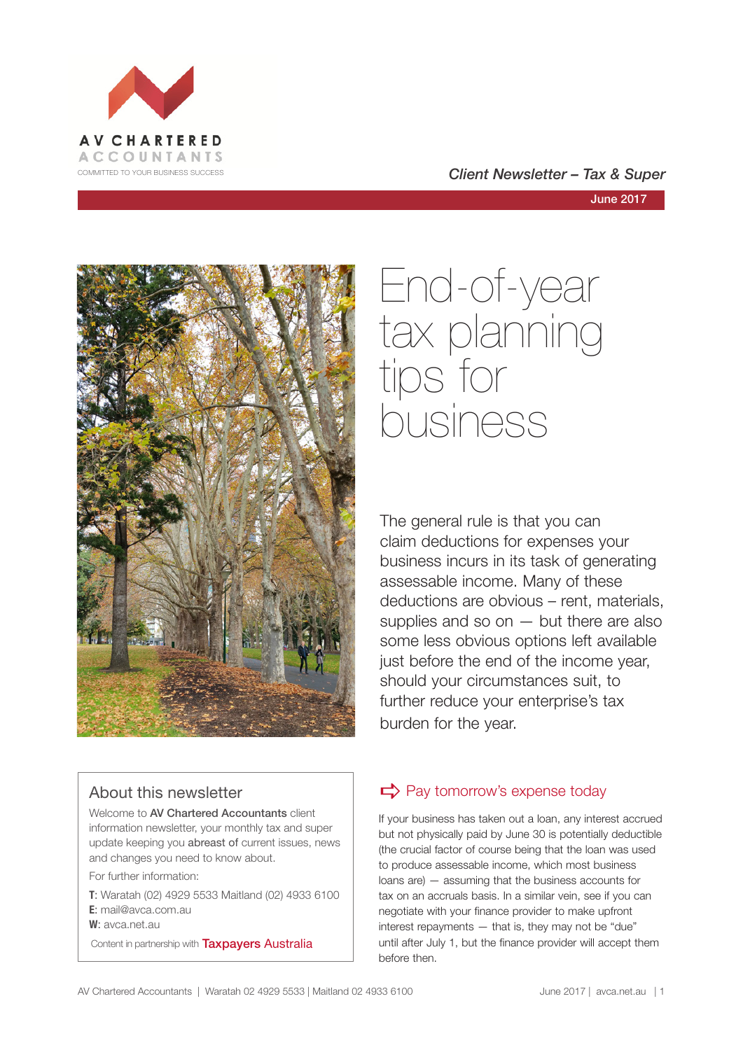AV CHARTERED ACCOUNTANTS

COMMITTED TO YOUR BUSINESS SUCCESS

*Client Newsletter – Tax & Super*

June 2017

# End-of-year tax planning tips for business

The general rule is that you can claim deductions for expenses your business incurs in its task of generating assessable income. Many of these deductions are obvious – rent, materials, supplies and so on — but there are also some less obvious options left available just before the end of the income year, should your circumstances suit, to further reduce your enterprise's tax burden for the year.

## About this newsletter

Welcome to **AV Chartered Accountants** client information newsletter, your monthly tax and super update keeping you **abreast of** current issues, news and changes you need to know about.

For further information:

**T**: Waratah (02) 4929 5533 Maitland (02) 4933 6100
**E**: mail@avca.com.au
**W**: avca.net.au

Content in partnership with Taxpayers Australia

## Pay tomorrow's expense today

If your business has taken out a loan, any interest accrued but not physically paid by June 30 is potentially deductible (the crucial factor of course being that the loan was used to produce assessable income, which most business loans are) — assuming that the business accounts for tax on an accruals basis. In a similar vein, see if you can negotiate with your finance provider to make upfront interest repayments — that is, they may not be "due" until after July 1, but the finance provider will accept them before then.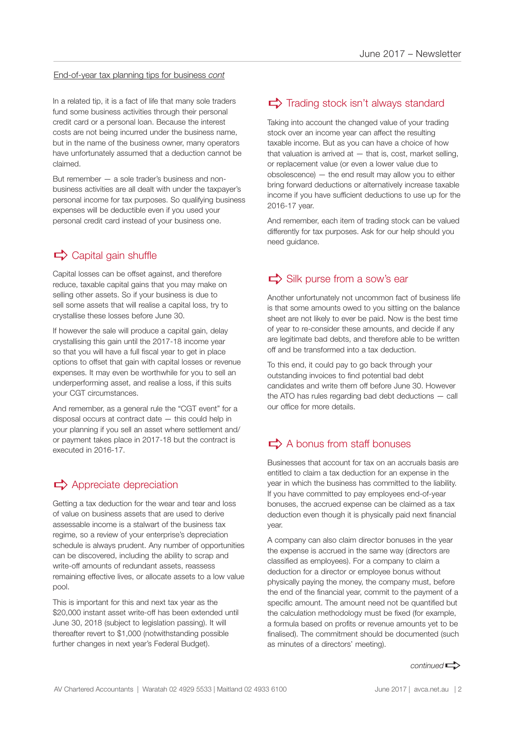End-of-year tax planning tips for business *cont*

In a related tip, it is a fact of life that many sole traders fund some business activities through their personal credit card or a personal loan. Because the interest costs are not being incurred under the business name, but in the name of the business owner, many operators have unfortunately assumed that a deduction cannot be claimed.

But remember — a sole trader's business and non-business activities are all dealt with under the taxpayer's personal income for tax purposes. So qualifying business expenses will be deductible even if you used your personal credit card instead of your business one.

## Capital gain shuffle

Capital losses can be offset against, and therefore reduce, taxable capital gains that you may make on selling other assets. So if your business is due to sell some assets that will realise a capital loss, try to crystallise these losses before June 30.

If however the sale will produce a capital gain, delay crystallising this gain until the 2017-18 income year so that you will have a full fiscal year to get in place options to offset that gain with capital losses or revenue expenses. It may even be worthwhile for you to sell an underperforming asset, and realise a loss, if this suits your CGT circumstances.

And remember, as a general rule the "CGT event" for a disposal occurs at contract date — this could help in your planning if you sell an asset where settlement and/or payment takes place in 2017-18 but the contract is executed in 2016-17.

## Appreciate depreciation

Getting a tax deduction for the wear and tear and loss of value on business assets that are used to derive assessable income is a stalwart of the business tax regime, so a review of your enterprise's depreciation schedule is always prudent. Any number of opportunities can be discovered, including the ability to scrap and write-off amounts of redundant assets, reassess remaining effective lives, or allocate assets to a low value pool.

This is important for this and next tax year as the $20,000 instant asset write-off has been extended until June 30, 2018 (subject to legislation passing). It will thereafter revert to $1,000 (notwithstanding possible further changes in next year's Federal Budget).

## Trading stock isn't always standard

Taking into account the changed value of your trading stock over an income year can affect the resulting taxable income. But as you can have a choice of how that valuation is arrived at — that is, cost, market selling, or replacement value (or even a lower value due to obsolescence) — the end result may allow you to either bring forward deductions or alternatively increase taxable income if you have sufficient deductions to use up for the 2016-17 year.

And remember, each item of trading stock can be valued differently for tax purposes. Ask for our help should you need guidance.

## Silk purse from a sow's ear

Another unfortunately not uncommon fact of business life is that some amounts owed to you sitting on the balance sheet are not likely to ever be paid. Now is the best time of year to re-consider these amounts, and decide if any are legitimate bad debts, and therefore able to be written off and be transformed into a tax deduction.

To this end, it could pay to go back through your outstanding invoices to find potential bad debt candidates and write them off before June 30. However the ATO has rules regarding bad debt deductions — call our office for more details.

## A bonus from staff bonuses

Businesses that account for tax on an accruals basis are entitled to claim a tax deduction for an expense in the year in which the business has committed to the liability. If you have committed to pay employees end-of-year bonuses, the accrued expense can be claimed as a tax deduction even though it is physically paid next financial year.

A company can also claim director bonuses in the year the expense is accrued in the same way (directors are classified as employees). For a company to claim a deduction for a director or employee bonus without physically paying the money, the company must, before the end of the financial year, commit to the payment of a specific amount. The amount need not be quantified but the calculation methodology must be fixed (for example, a formula based on profits or revenue amounts yet to be finalised). The commitment should be documented (such as minutes of a directors' meeting).

*continued*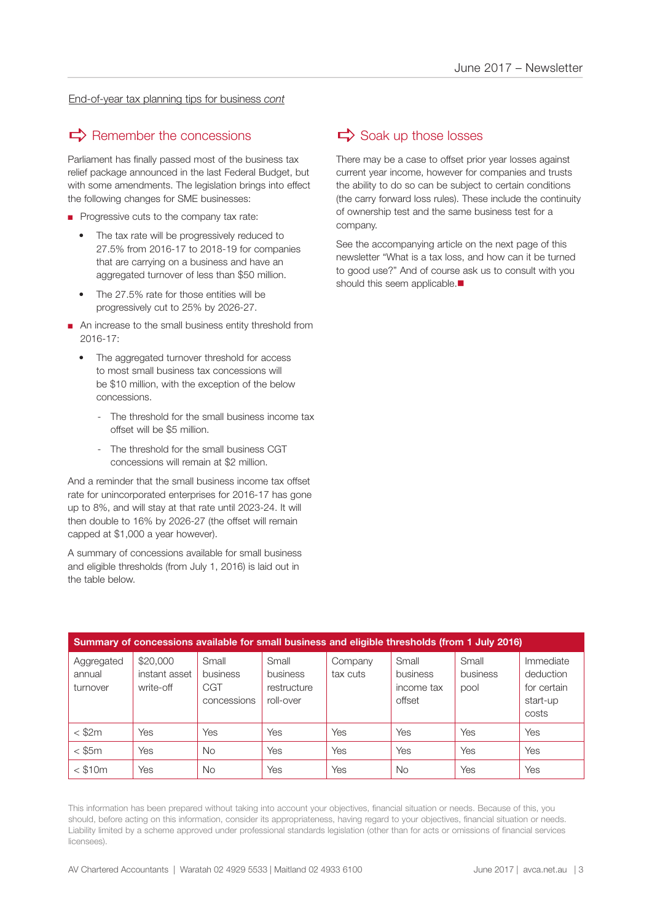End-of-year tax planning tips for business *cont*

## Remember the concessions

Parliament has finally passed most of the business tax relief package announced in the last Federal Budget, but with some amendments. The legislation brings into effect the following changes for SME businesses:

- Progressive cuts to the company tax rate:
  - The tax rate will be progressively reduced to 27.5% from 2016-17 to 2018-19 for companies that are carrying on a business and have an aggregated turnover of less than $50 million.
  - The 27.5% rate for those entities will be progressively cut to 25% by 2026-27.
- An increase to the small business entity threshold from 2016-17:
  - The aggregated turnover threshold for access to most small business tax concessions will be $10 million, with the exception of the below concessions.
    - The threshold for the small business income tax offset will be $5 million.
    - The threshold for the small business CGT concessions will remain at $2 million.

And a reminder that the small business income tax offset rate for unincorporated enterprises for 2016-17 has gone up to 8%, and will stay at that rate until 2023-24. It will then double to 16% by 2026-27 (the offset will remain capped at $1,000 a year however).

A summary of concessions available for small business and eligible thresholds (from July 1, 2016) is laid out in the table below.

## Soak up those losses

There may be a case to offset prior year losses against current year income, however for companies and trusts the ability to do so can be subject to certain conditions (the carry forward loss rules). These include the continuity of ownership test and the same business test for a company.

See the accompanying article on the next page of this newsletter "What is a tax loss, and how can it be turned to good use?" And of course ask us to consult with you should this seem applicable.

**Summary of concessions available for small business and eligible thresholds (from 1 July 2016)**

| Aggregated annual turnover | $20,000 instant asset write-off | Small business CGT concessions | Small business restructure roll-over | Company tax cuts | Small business income tax offset | Small business pool | Immediate deduction for certain start-up costs |
|---|---|---|---|---|---|---|---|
| < $2m | Yes | Yes | Yes | Yes | Yes | Yes | Yes |
| < $5m | Yes | No | Yes | Yes | Yes | Yes | Yes |
| < $10m | Yes | No | Yes | Yes | No | Yes | Yes |

This information has been prepared without taking into account your objectives, financial situation or needs. Because of this, you should, before acting on this information, consider its appropriateness, having regard to your objectives, financial situation or needs. Liability limited by a scheme approved under professional standards legislation (other than for acts or omissions of financial services licensees).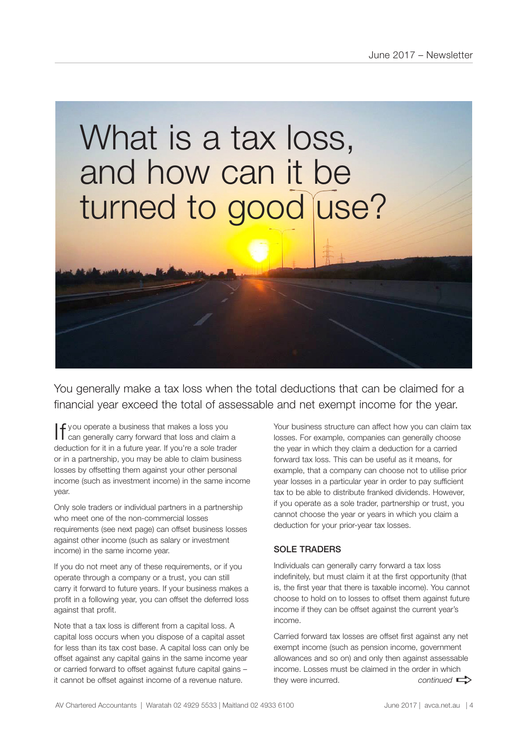# What is a tax loss, and how can it be turned to good use?

You generally make a tax loss when the total deductions that can be claimed for a financial year exceed the total of assessable and net exempt income for the year.

If you operate a business that makes a loss you can generally carry forward that loss and claim a deduction for it in a future year. If you're a sole trader or in a partnership, you may be able to claim business losses by offsetting them against your other personal income (such as investment income) in the same income year.

Only sole traders or individual partners in a partnership who meet one of the non-commercial losses requirements (see next page) can offset business losses against other income (such as salary or investment income) in the same income year.

If you do not meet any of these requirements, or if you operate through a company or a trust, you can still carry it forward to future years. If your business makes a profit in a following year, you can offset the deferred loss against that profit.

Note that a tax loss is different from a capital loss. A capital loss occurs when you dispose of a capital asset for less than its tax cost base. A capital loss can only be offset against any capital gains in the same income year or carried forward to offset against future capital gains – it cannot be offset against income of a revenue nature.

Your business structure can affect how you can claim tax losses. For example, companies can generally choose the year in which they claim a deduction for a carried forward tax loss. This can be useful as it means, for example, that a company can choose not to utilise prior year losses in a particular year in order to pay sufficient tax to be able to distribute franked dividends. However, if you operate as a sole trader, partnership or trust, you cannot choose the year or years in which you claim a deduction for your prior-year tax losses.

## SOLE TRADERS

Individuals can generally carry forward a tax loss indefinitely, but must claim it at the first opportunity (that is, the first year that there is taxable income). You cannot choose to hold on to losses to offset them against future income if they can be offset against the current year's income.

Carried forward tax losses are offset first against any net exempt income (such as pension income, government allowances and so on) and only then against assessable income. Losses must be claimed in the order in which they were incurred.

*continued*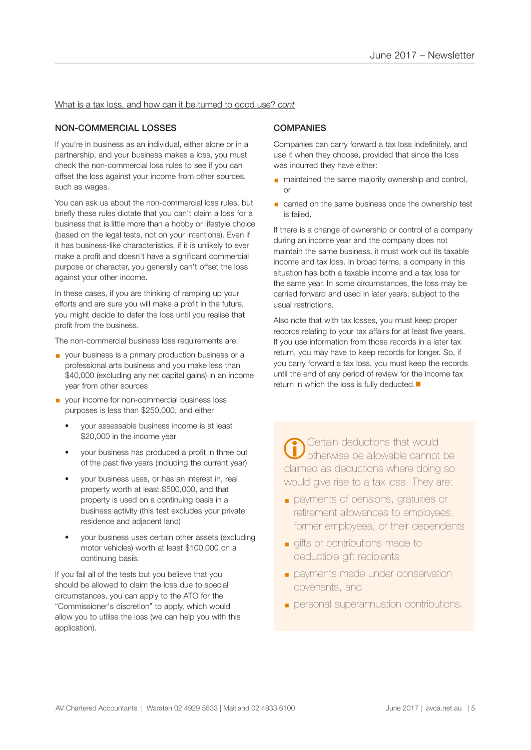What is a tax loss, and how can it be turned to good use? *cont*

## NON-COMMERCIAL LOSSES

If you're in business as an individual, either alone or in a partnership, and your business makes a loss, you must check the non-commercial loss rules to see if you can offset the loss against your income from other sources, such as wages.

You can ask us about the non-commercial loss rules, but briefly these rules dictate that you can't claim a loss for a business that is little more than a hobby or lifestyle choice (based on the legal tests, not on your intentions). Even if it has business-like characteristics, if it is unlikely to ever make a profit and doesn't have a significant commercial purpose or character, you generally can't offset the loss against your other income.

In these cases, if you are thinking of ramping up your efforts and are sure you will make a profit in the future, you might decide to defer the loss until you realise that profit from the business.

The non-commercial business loss requirements are:

- your business is a primary production business or a professional arts business and you make less than $40,000 (excluding any net capital gains) in an income year from other sources
- your income for non-commercial business loss purposes is less than $250,000, and either
    - your assessable business income is at least $20,000 in the income year
    - your business has produced a profit in three out of the past five years (including the current year)
    - your business uses, or has an interest in, real property worth at least $500,000, and that property is used on a continuing basis in a business activity (this test excludes your private residence and adjacent land)
    - your business uses certain other assets (excluding motor vehicles) worth at least $100,000 on a continuing basis.

If you fail all of the tests but you believe that you should be allowed to claim the loss due to special circumstances, you can apply to the ATO for the "Commissioner's discretion" to apply, which would allow you to utilise the loss (we can help you with this application).

## COMPANIES

Companies can carry forward a tax loss indefinitely, and use it when they choose, provided that since the loss was incurred they have either:

- maintained the same majority ownership and control, or
- carried on the same business once the ownership test is failed.

If there is a change of ownership or control of a company during an income year and the company does not maintain the same business, it must work out its taxable income and tax loss. In broad terms, a company in this situation has both a taxable income and a tax loss for the same year. In some circumstances, the loss may be carried forward and used in later years, subject to the usual restrictions.

Also note that with tax losses, you must keep proper records relating to your tax affairs for at least five years. If you use information from those records in a later tax return, you may have to keep records for longer. So, if you carry forward a tax loss, you must keep the records until the end of any period of review for the income tax return in which the loss is fully deducted. ■

Certain deductions that would otherwise be allowable cannot be claimed as deductions where doing so would give rise to a tax loss. They are:

- payments of pensions, gratuities or retirement allowances to employees, former employees, or their dependents
- gifts or contributions made to deductible gift recipients
- payments made under conservation covenants, and
- personal superannuation contributions.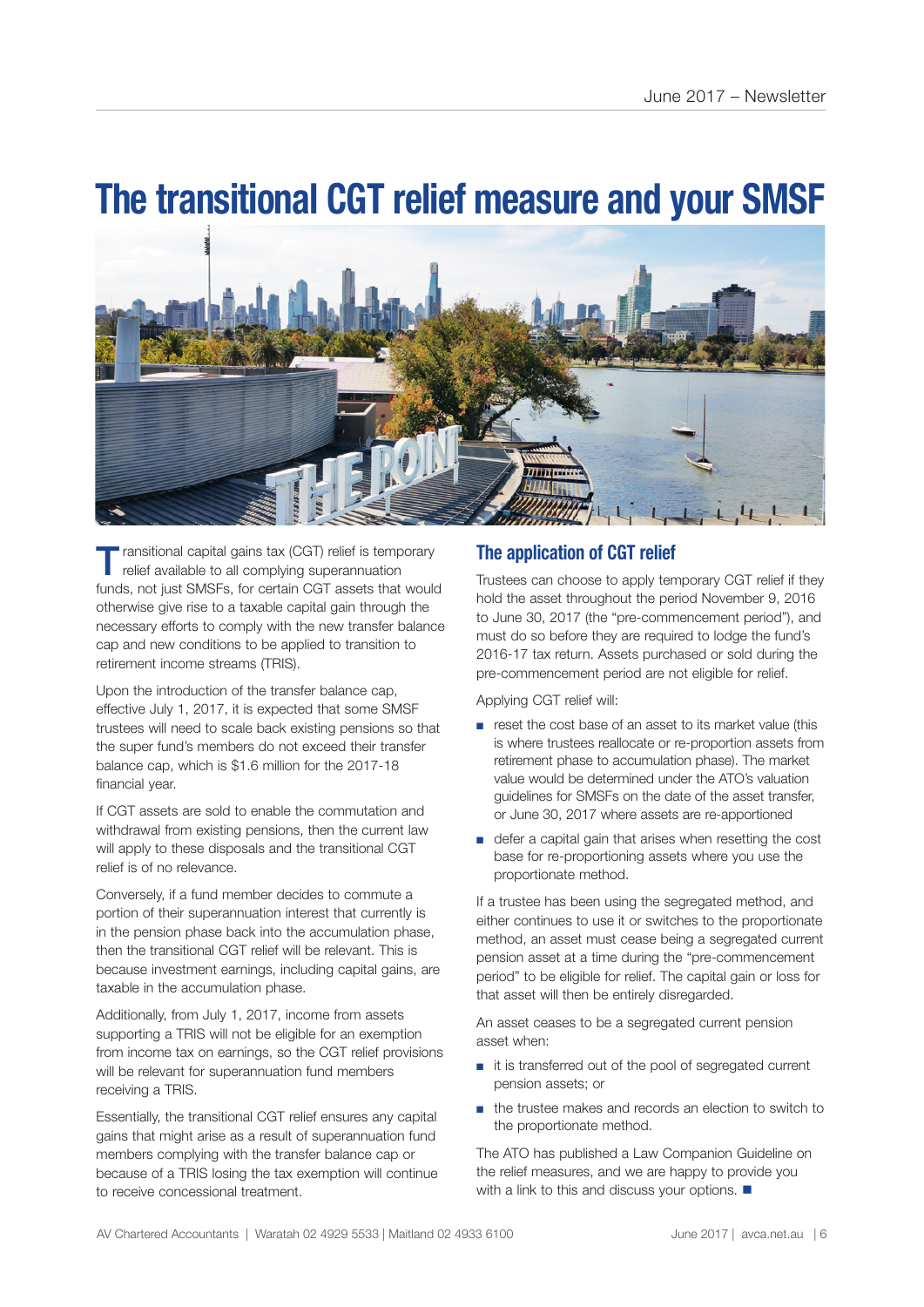# The transitional CGT relief measure and your SMSF

Transitional capital gains tax (CGT) relief is temporary relief available to all complying superannuation funds, not just SMSFs, for certain CGT assets that would otherwise give rise to a taxable capital gain through the necessary efforts to comply with the new transfer balance cap and new conditions to be applied to transition to retirement income streams (TRIS).

Upon the introduction of the transfer balance cap, effective July 1, 2017, it is expected that some SMSF trustees will need to scale back existing pensions so that the super fund's members do not exceed their transfer balance cap, which is $1.6 million for the 2017-18 financial year.

If CGT assets are sold to enable the commutation and withdrawal from existing pensions, then the current law will apply to these disposals and the transitional CGT relief is of no relevance.

Conversely, if a fund member decides to commute a portion of their superannuation interest that currently is in the pension phase back into the accumulation phase, then the transitional CGT relief will be relevant. This is because investment earnings, including capital gains, are taxable in the accumulation phase.

Additionally, from July 1, 2017, income from assets supporting a TRIS will not be eligible for an exemption from income tax on earnings, so the CGT relief provisions will be relevant for superannuation fund members receiving a TRIS.

Essentially, the transitional CGT relief ensures any capital gains that might arise as a result of superannuation fund members complying with the transfer balance cap or because of a TRIS losing the tax exemption will continue to receive concessional treatment.

## The application of CGT relief

Trustees can choose to apply temporary CGT relief if they hold the asset throughout the period November 9, 2016 to June 30, 2017 (the "pre-commencement period"), and must do so before they are required to lodge the fund's 2016-17 tax return. Assets purchased or sold during the pre-commencement period are not eligible for relief.

Applying CGT relief will:

- reset the cost base of an asset to its market value (this is where trustees reallocate or re-proportion assets from retirement phase to accumulation phase). The market value would be determined under the ATO's valuation guidelines for SMSFs on the date of the asset transfer, or June 30, 2017 where assets are re-apportioned
- defer a capital gain that arises when resetting the cost base for re-proportioning assets where you use the proportionate method.

If a trustee has been using the segregated method, and either continues to use it or switches to the proportionate method, an asset must cease being a segregated current pension asset at a time during the "pre-commencement period" to be eligible for relief. The capital gain or loss for that asset will then be entirely disregarded.

An asset ceases to be a segregated current pension asset when:

- it is transferred out of the pool of segregated current pension assets; or
- the trustee makes and records an election to switch to the proportionate method.

The ATO has published a Law Companion Guideline on the relief measures, and we are happy to provide you with a link to this and discuss your options. ■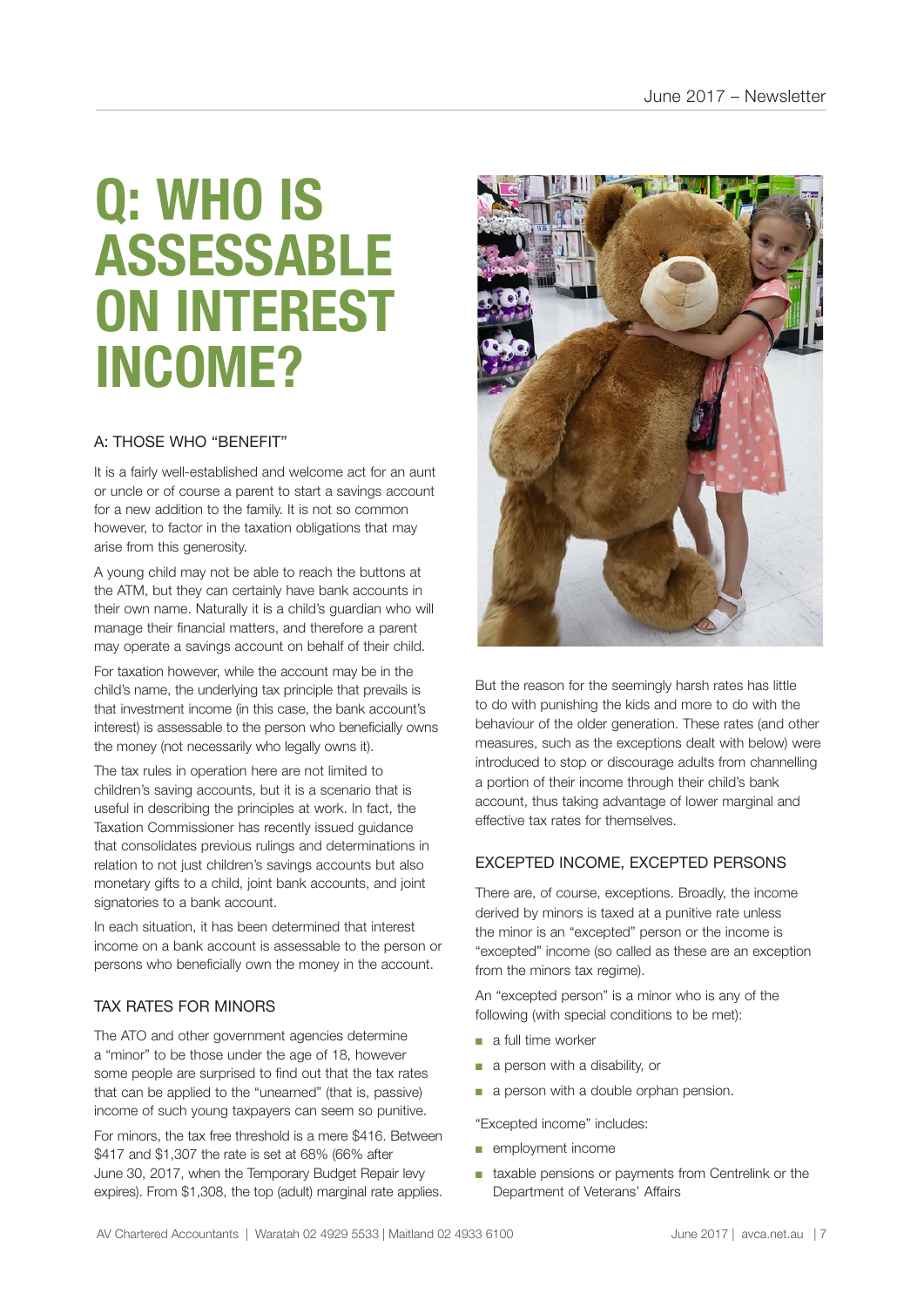# Q: WHO IS ASSESSABLE ON INTEREST INCOME?

## A: THOSE WHO "BENEFIT"

It is a fairly well-established and welcome act for an aunt or uncle or of course a parent to start a savings account for a new addition to the family. It is not so common however, to factor in the taxation obligations that may arise from this generosity.

A young child may not be able to reach the buttons at the ATM, but they can certainly have bank accounts in their own name. Naturally it is a child's guardian who will manage their financial matters, and therefore a parent may operate a savings account on behalf of their child.

For taxation however, while the account may be in the child's name, the underlying tax principle that prevails is that investment income (in this case, the bank account's interest) is assessable to the person who beneficially owns the money (not necessarily who legally owns it).

The tax rules in operation here are not limited to children's saving accounts, but it is a scenario that is useful in describing the principles at work. In fact, the Taxation Commissioner has recently issued guidance that consolidates previous rulings and determinations in relation to not just children's savings accounts but also monetary gifts to a child, joint bank accounts, and joint signatories to a bank account.

In each situation, it has been determined that interest income on a bank account is assessable to the person or persons who beneficially own the money in the account.

## TAX RATES FOR MINORS

The ATO and other government agencies determine a "minor" to be those under the age of 18, however some people are surprised to find out that the tax rates that can be applied to the "unearned" (that is, passive) income of such young taxpayers can seem so punitive.

For minors, the tax free threshold is a mere $416. Between $417 and $1,307 the rate is set at 68% (66% after June 30, 2017, when the Temporary Budget Repair levy expires). From $1,308, the top (adult) marginal rate applies.

But the reason for the seemingly harsh rates has little to do with punishing the kids and more to do with the behaviour of the older generation. These rates (and other measures, such as the exceptions dealt with below) were introduced to stop or discourage adults from channelling a portion of their income through their child's bank account, thus taking advantage of lower marginal and effective tax rates for themselves.

## EXCEPTED INCOME, EXCEPTED PERSONS

There are, of course, exceptions. Broadly, the income derived by minors is taxed at a punitive rate unless the minor is an "excepted" person or the income is "excepted" income (so called as these are an exception from the minors tax regime).

An "excepted person" is a minor who is any of the following (with special conditions to be met):

- a full time worker
- a person with a disability, or
- a person with a double orphan pension.

"Excepted income" includes:

- employment income
- taxable pensions or payments from Centrelink or the Department of Veterans' Affairs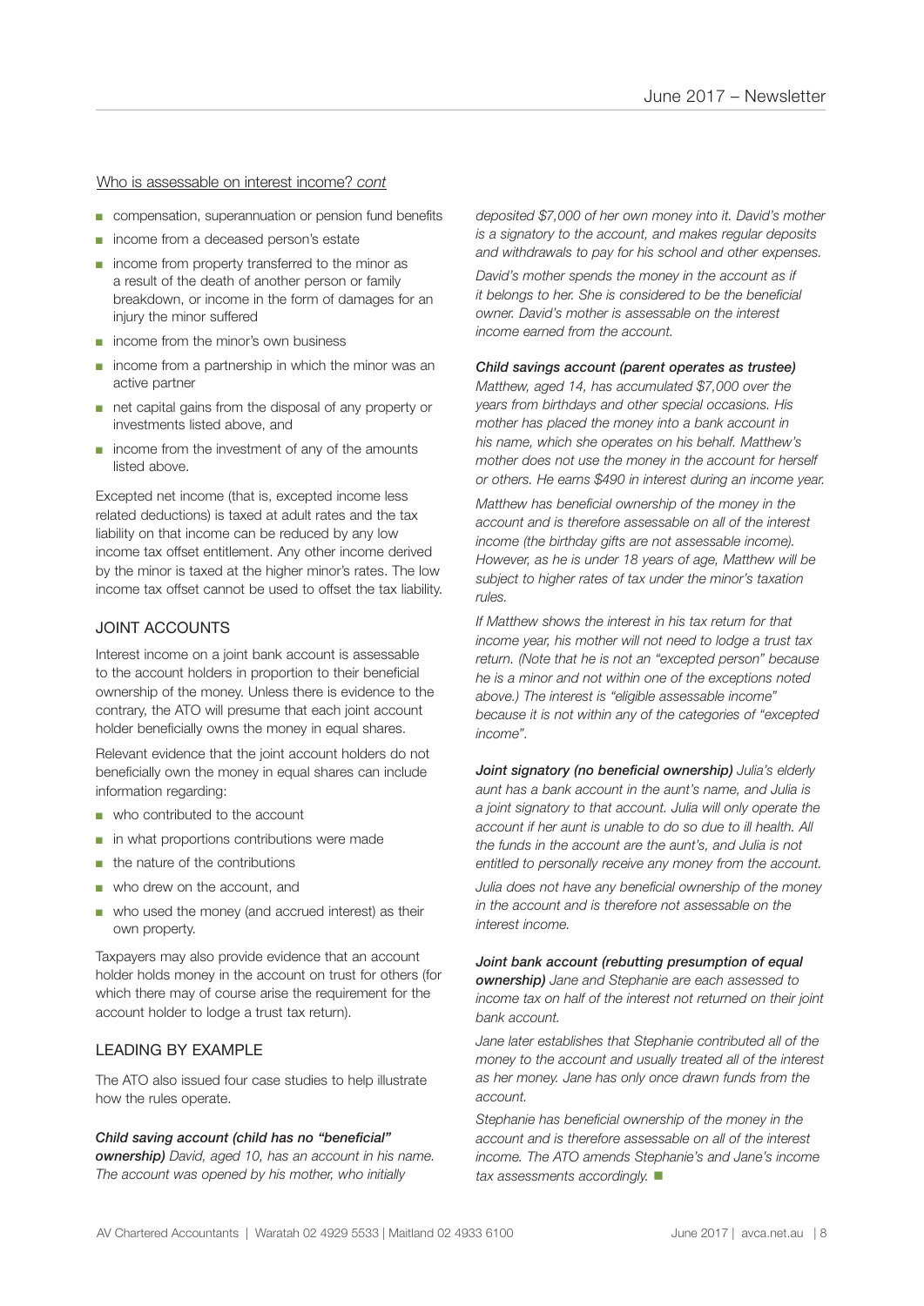Who is assessable on interest income? *cont*

- compensation, superannuation or pension fund benefits
- income from a deceased person's estate
- income from property transferred to the minor as a result of the death of another person or family breakdown, or income in the form of damages for an injury the minor suffered
- income from the minor's own business
- income from a partnership in which the minor was an active partner
- net capital gains from the disposal of any property or investments listed above, and
- income from the investment of any of the amounts listed above.

Excepted net income (that is, excepted income less related deductions) is taxed at adult rates and the tax liability on that income can be reduced by any low income tax offset entitlement. Any other income derived by the minor is taxed at the higher minor's rates. The low income tax offset cannot be used to offset the tax liability.

## JOINT ACCOUNTS

Interest income on a joint bank account is assessable to the account holders in proportion to their beneficial ownership of the money. Unless there is evidence to the contrary, the ATO will presume that each joint account holder beneficially owns the money in equal shares.

Relevant evidence that the joint account holders do not beneficially own the money in equal shares can include information regarding:

- who contributed to the account
- in what proportions contributions were made
- the nature of the contributions
- who drew on the account, and
- who used the money (and accrued interest) as their own property.

Taxpayers may also provide evidence that an account holder holds money in the account on trust for others (for which there may of course arise the requirement for the account holder to lodge a trust tax return).

## LEADING BY EXAMPLE

The ATO also issued four case studies to help illustrate how the rules operate.

***Child saving account (child has no "beneficial" ownership)*** *David, aged 10, has an account in his name. The account was opened by his mother, who initially deposited $7,000 of her own money into it. David's mother is a signatory to the account, and makes regular deposits and withdrawals to pay for his school and other expenses.*

*David's mother spends the money in the account as if it belongs to her. She is considered to be the beneficial owner. David's mother is assessable on the interest income earned from the account.*

***Child savings account (parent operates as trustee)*** *Matthew, aged 14, has accumulated $7,000 over the years from birthdays and other special occasions. His mother has placed the money into a bank account in his name, which she operates on his behalf. Matthew's mother does not use the money in the account for herself or others. He earns $490 in interest during an income year.*

*Matthew has beneficial ownership of the money in the account and is therefore assessable on all of the interest income (the birthday gifts are not assessable income). However, as he is under 18 years of age, Matthew will be subject to higher rates of tax under the minor's taxation rules.*

*If Matthew shows the interest in his tax return for that income year, his mother will not need to lodge a trust tax return. (Note that he is not an "excepted person" because he is a minor and not within one of the exceptions noted above.) The interest is "eligible assessable income" because it is not within any of the categories of "excepted income".*

***Joint signatory (no beneficial ownership)*** *Julia's elderly aunt has a bank account in the aunt's name, and Julia is a joint signatory to that account. Julia will only operate the account if her aunt is unable to do so due to ill health. All the funds in the account are the aunt's, and Julia is not entitled to personally receive any money from the account.*

*Julia does not have any beneficial ownership of the money in the account and is therefore not assessable on the interest income.*

***Joint bank account (rebutting presumption of equal ownership)*** *Jane and Stephanie are each assessed to income tax on half of the interest not returned on their joint bank account.*

*Jane later establishes that Stephanie contributed all of the money to the account and usually treated all of the interest as her money. Jane has only once drawn funds from the account.*

*Stephanie has beneficial ownership of the money in the account and is therefore assessable on all of the interest income. The ATO amends Stephanie's and Jane's income tax assessments accordingly.* ■